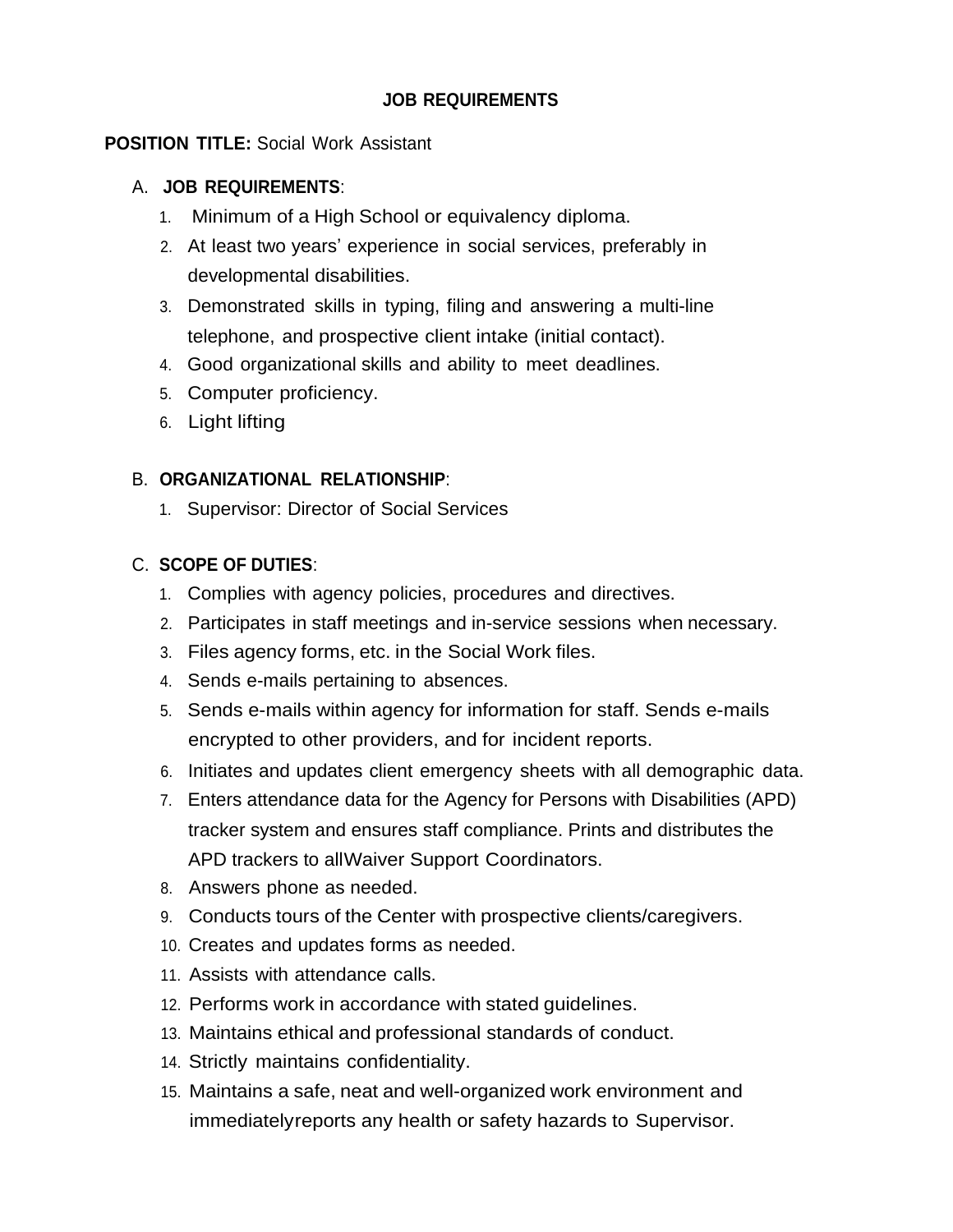# JOB REQUIREMENTS

**POSITION TITLE:** Social Work Assistant

A. **JOB REQUIREMENTS**:

1. Minimum of a High School or equivalency diploma.
2. At least two years' experience in social services, preferably in developmental disabilities.
3. Demonstrated skills in typing, filing and answering a multi-line telephone, and prospective client intake (initial contact).
4. Good organizational skills and ability to meet deadlines.
5. Computer proficiency.
6. Light lifting

B. **ORGANIZATIONAL RELATIONSHIP**:

1. Supervisor: Director of Social Services

C. **SCOPE OF DUTIES**:

1. Complies with agency policies, procedures and directives.
2. Participates in staff meetings and in-service sessions when necessary.
3. Files agency forms, etc. in the Social Work files.
4. Sends e-mails pertaining to absences.
5. Sends e-mails within agency for information for staff. Sends e-mails encrypted to other providers, and for incident reports.
6. Initiates and updates client emergency sheets with all demographic data.
7. Enters attendance data for the Agency for Persons with Disabilities (APD) tracker system and ensures staff compliance. Prints and distributes the APD trackers to allWaiver Support Coordinators.
8. Answers phone as needed.
9. Conducts tours of the Center with prospective clients/caregivers.
10. Creates and updates forms as needed.
11. Assists with attendance calls.
12. Performs work in accordance with stated guidelines.
13. Maintains ethical and professional standards of conduct.
14. Strictly maintains confidentiality.
15. Maintains a safe, neat and well-organized work environment and immediatelyreports any health or safety hazards to Supervisor.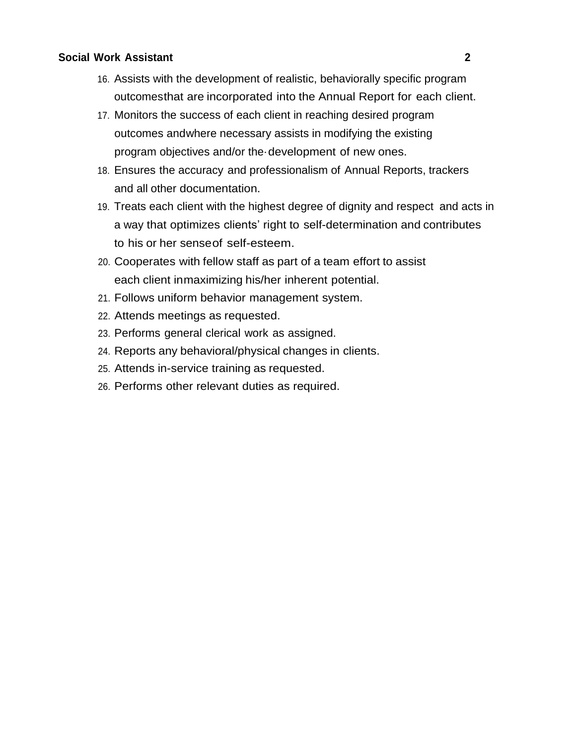16. Assists with the development of realistic, behaviorally specific program outcomesthat are incorporated into the Annual Report for each client.
17. Monitors the success of each client in reaching desired program outcomes andwhere necessary assists in modifying the existing program objectives and/or the·development of new ones.
18. Ensures the accuracy and professionalism of Annual Reports, trackers and all other documentation.
19. Treats each client with the highest degree of dignity and respect and acts in a way that optimizes clients' right to self-determination and contributes to his or her senseof self-esteem.
20. Cooperates with fellow staff as part of a team effort to assist each client inmaximizing his/her inherent potential.
21. Follows uniform behavior management system.
22. Attends meetings as requested.
23. Performs general clerical work as assigned.
24. Reports any behavioral/physical changes in clients.
25. Attends in-service training as requested.
26. Performs other relevant duties as required.